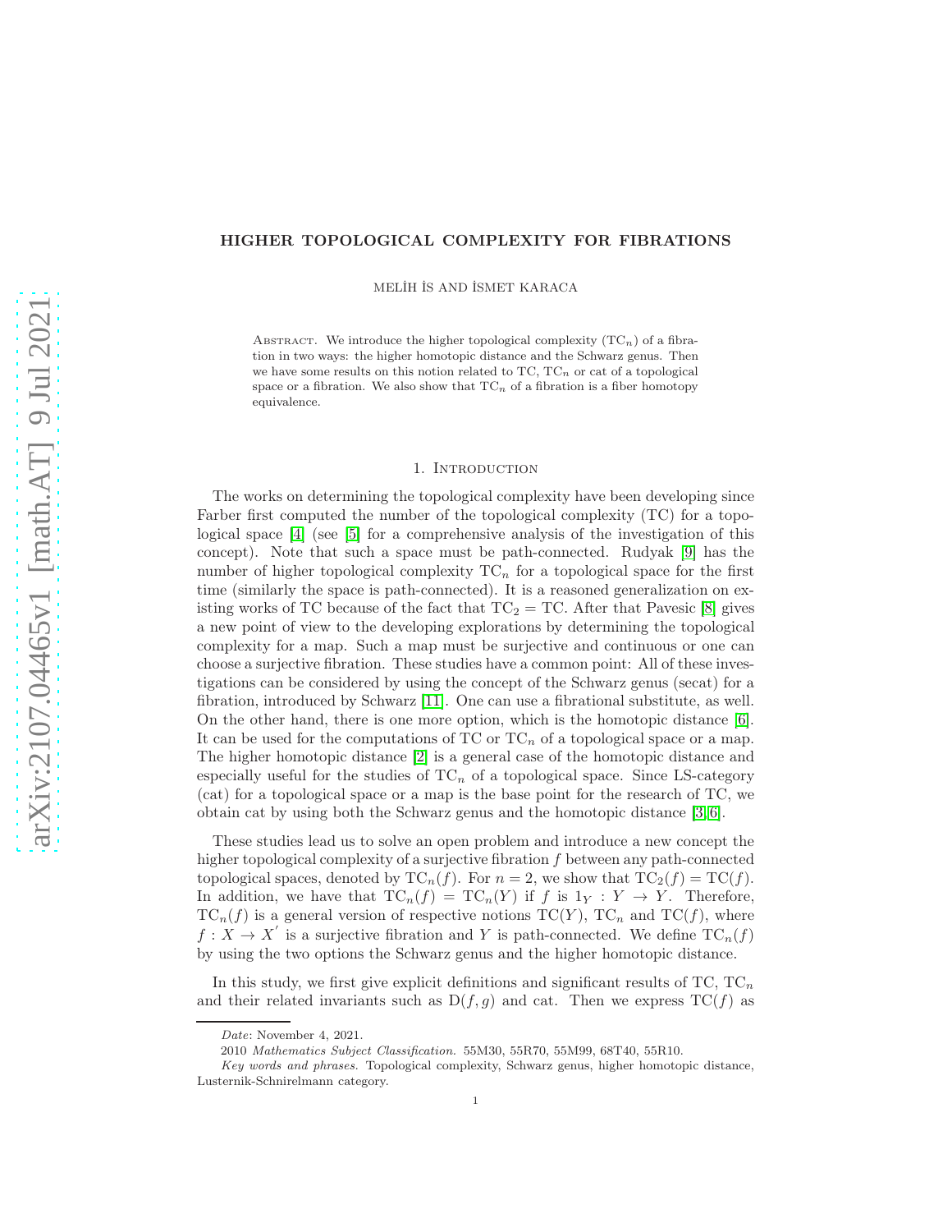# HIGHER TOPOLOGICAL COMPLEXITY FOR FIBRATIONS

MELİH İS AND İSMET KARACA

Abstract. We introduce the higher topological complexity ($\mathrm{TC}_n$) of a fibration in two ways: the higher homotopic distance and the Schwarz genus. Then we have some results on this notion related to TC, $\mathrm{TC}_n$ or cat of a topological space or a fibration. We also show that $\mathrm{TC}_n$ of a fibration is a fiber homotopy equivalence.

## 1. Introduction

The works on determining the topological complexity have been developing since Farber first computed the number of the topological complexity (TC) for a topological space [4] (see [5] for a comprehensive analysis of the investigation of this concept). Note that such a space must be path-connected. Rudyak [9] has the number of higher topological complexity $\mathrm{TC}_n$ for a topological space for the first time (similarly the space is path-connected). It is a reasoned generalization on existing works of TC because of the fact that $\mathrm{TC}_2 = \mathrm{TC}$. After that Pavesic [8] gives a new point of view to the developing explorations by determining the topological complexity for a map. Such a map must be surjective and continuous or one can choose a surjective fibration. These studies have a common point: All of these investigations can be considered by using the concept of the Schwarz genus (secat) for a fibration, introduced by Schwarz [11]. One can use a fibrational substitute, as well. On the other hand, there is one more option, which is the homotopic distance [6]. It can be used for the computations of TC or $\mathrm{TC}_n$ of a topological space or a map. The higher homotopic distance [2] is a general case of the homotopic distance and especially useful for the studies of $\mathrm{TC}_n$ of a topological space. Since LS-category (cat) for a topological space or a map is the base point for the research of TC, we obtain cat by using both the Schwarz genus and the homotopic distance [3, 6].

These studies lead us to solve an open problem and introduce a new concept the higher topological complexity of a surjective fibration $f$ between any path-connected topological spaces, denoted by $\mathrm{TC}_n(f)$. For $n = 2$, we show that $\mathrm{TC}_2(f) = \mathrm{TC}(f)$. In addition, we have that $\mathrm{TC}_n(f) = \mathrm{TC}_n(Y)$ if $f$ is $1_Y : Y \to Y$. Therefore, $\mathrm{TC}_n(f)$ is a general version of respective notions $\mathrm{TC}(Y)$, $\mathrm{TC}_n$ and $\mathrm{TC}(f)$, where $f : X \to X'$ is a surjective fibration and $Y$ is path-connected. We define $\mathrm{TC}_n(f)$ by using the two options the Schwarz genus and the higher homotopic distance.

In this study, we first give explicit definitions and significant results of TC, $\mathrm{TC}_n$ and their related invariants such as $\mathrm{D}(f, g)$ and cat. Then we express $\mathrm{TC}(f)$ as

*Date*: November 4, 2021.

2010 *Mathematics Subject Classification.* 55M30, 55R70, 55M99, 68T40, 55R10.

*Key words and phrases.* Topological complexity, Schwarz genus, higher homotopic distance, Lusternik-Schnirelmann category.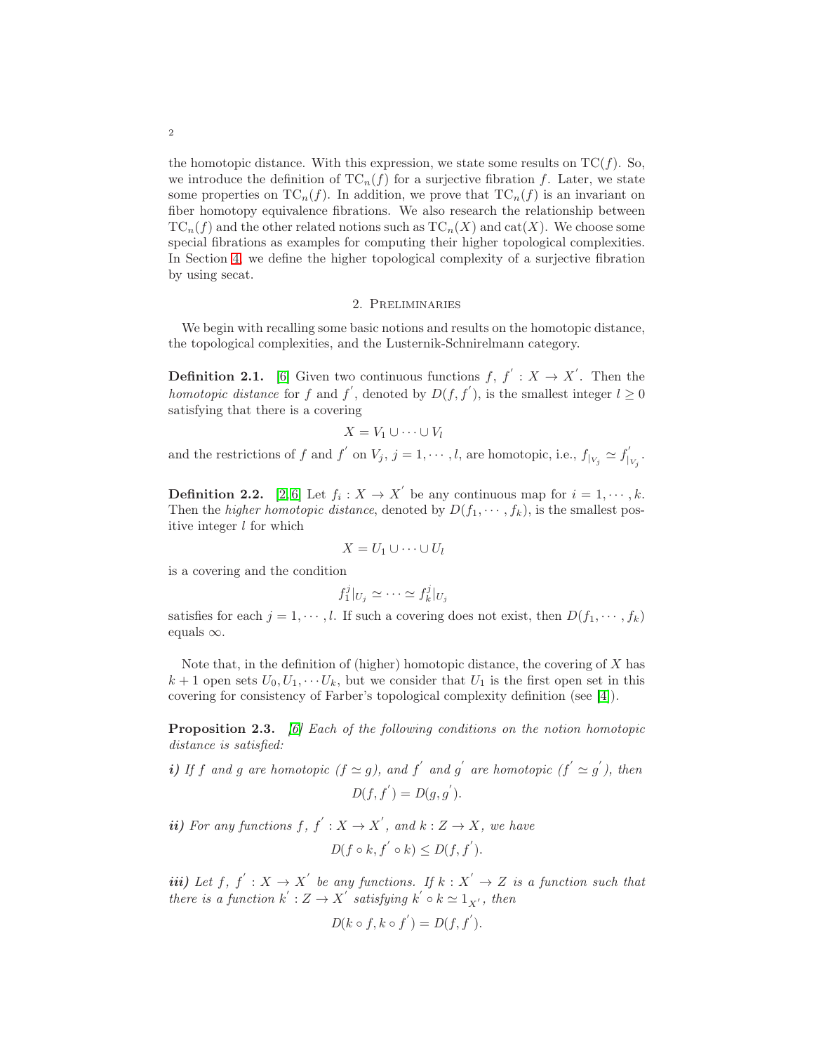the homotopic distance. With this expression, we state some results on $\mathrm{TC}(f)$. So, we introduce the definition of $\mathrm{TC}_n(f)$ for a surjective fibration $f$. Later, we state some properties on $\mathrm{TC}_n(f)$. In addition, we prove that $\mathrm{TC}_n(f)$ is an invariant on fiber homotopy equivalence fibrations. We also research the relationship between $\mathrm{TC}_n(f)$ and the other related notions such as $\mathrm{TC}_n(X)$ and $\mathrm{cat}(X)$. We choose some special fibrations as examples for computing their higher topological complexities. In Section 4, we define the higher topological complexity of a surjective fibration by using secat.

## 2. Preliminaries

We begin with recalling some basic notions and results on the homotopic distance, the topological complexities, and the Lusternik-Schnirelmann category.

**Definition 2.1.** [6] Given two continuous functions $f,\ f^{'} : X \to X^{'}$. Then the *homotopic distance* for $f$ and $f^{'}$, denoted by $D(f, f^{'})$, is the smallest integer $l \geq 0$ satisfying that there is a covering

$$X = V_1 \cup \cdots \cup V_l$$

and the restrictions of $f$ and $f^{'}$ on $V_j$, $j = 1, \cdots, l$, are homotopic, i.e., $f_{|_{V_j}} \simeq f^{'}_{|_{V_j}}$.

**Definition 2.2.** [2,6] Let $f_i : X \to X^{'}$ be any continuous map for $i = 1, \cdots, k$. Then the *higher homotopic distance*, denoted by $D(f_1, \cdots, f_k)$, is the smallest positive integer $l$ for which

$$X = U_1 \cup \cdots \cup U_l$$

is a covering and the condition

$$f_1^j|_{U_j} \simeq \cdots \simeq f_k^j|_{U_j}$$

satisfies for each $j = 1, \cdots, l$. If such a covering does not exist, then $D(f_1, \cdots, f_k)$ equals $\infty$.

Note that, in the definition of (higher) homotopic distance, the covering of $X$ has $k+1$ open sets $U_0, U_1, \cdots U_k$, but we consider that $U_1$ is the first open set in this covering for consistency of Farber's topological complexity definition (see [4]).

**Proposition 2.3.** *[6] Each of the following conditions on the notion homotopic distance is satisfied:*

***i)*** *If $f$ and $g$ are homotopic ($f \simeq g$), and $f^{'}$ and $g^{'}$ are homotopic ($f^{'} \simeq g^{'}$), then*

$$D(f, f^{'}) = D(g, g^{'}).$$

***ii)*** *For any functions $f,\ f^{'} : X \to X^{'}$, and $k : Z \to X$, we have*

$$D(f \circ k, f^{'} \circ k) \leq D(f, f^{'}).$$

***iii)*** *Let $f,\ f^{'} : X \to X^{'}$ be any functions. If $k : X^{'} \to Z$ is a function such that there is a function $k^{'} : Z \to X^{'}$ satisfying $k^{'} \circ k \simeq 1_{X^{'}}$, then*

$$D(k \circ f, k \circ f^{'}) = D(f, f^{'}).$$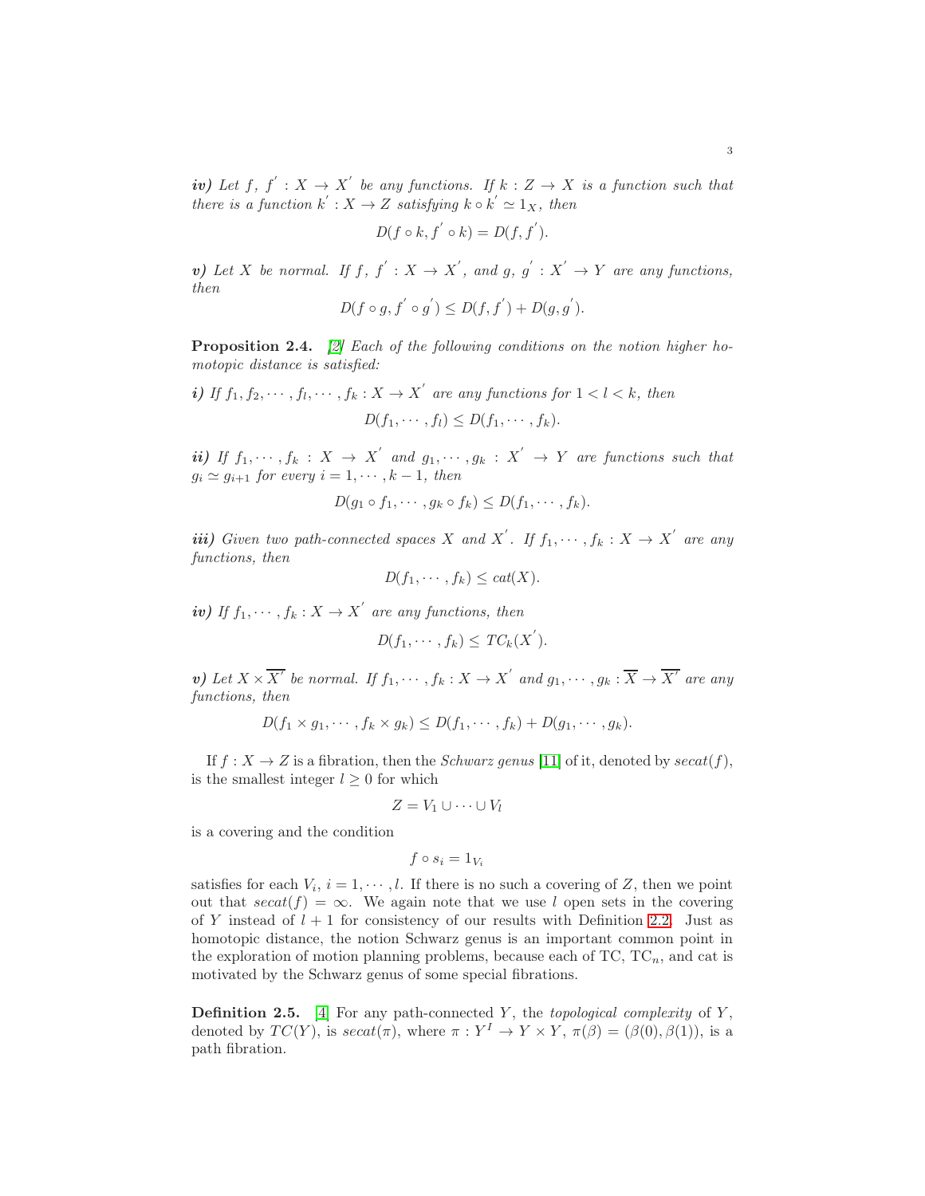***iv)*** *Let $f,\ f^{'} : X \rightarrow X^{'}$ be any functions. If $k : Z \rightarrow X$ is a function such that there is a function $k^{'} : X \rightarrow Z$ satisfying $k \circ k^{'} \simeq 1_X$, then*

$$D(f \circ k, f^{'} \circ k) = D(f, f^{'}).$$

***v)*** *Let $X$ be normal. If $f,\ f^{'} : X \rightarrow X^{'}$, and $g,\ g^{'} : X^{'} \rightarrow Y$ are any functions, then*

$$D(f \circ g, f^{'} \circ g^{'}) \leq D(f, f^{'}) + D(g, g^{'}).$$

**Proposition 2.4.** *[2] Each of the following conditions on the notion higher homotopic distance is satisfied:*

***i)*** *If $f_1, f_2, \cdots, f_l, \cdots, f_k : X \rightarrow X^{'}$ are any functions for $1 < l < k$, then*

$$D(f_1, \cdots, f_l) \leq D(f_1, \cdots, f_k).$$

***ii)*** *If $f_1, \cdots, f_k : X \rightarrow X^{'}$ and $g_1, \cdots, g_k : X^{'} \rightarrow Y$ are functions such that $g_i \simeq g_{i+1}$ for every $i = 1, \cdots, k-1$, then*

$$D(g_1 \circ f_1, \cdots, g_k \circ f_k) \leq D(f_1, \cdots, f_k).$$

***iii)*** *Given two path-connected spaces $X$ and $X^{'}$. If $f_1, \cdots, f_k : X \rightarrow X^{'}$ are any functions, then*

$$D(f_1, \cdots, f_k) \leq cat(X).$$

***iv)*** *If $f_1, \cdots, f_k : X \rightarrow X^{'}$ are any functions, then*

$$D(f_1, \cdots, f_k) \leq TC_k(X^{'}).$$

***v)*** *Let $X \times \overline{X^{'}}$ be normal. If $f_1, \cdots, f_k : X \rightarrow X^{'}$ and $g_1, \cdots, g_k : \overline{X} \rightarrow \overline{X^{'}}$ are any functions, then*

$$D(f_1 \times g_1, \cdots, f_k \times g_k) \leq D(f_1, \cdots, f_k) + D(g_1, \cdots, g_k).$$

If $f : X \rightarrow Z$ is a fibration, then the *Schwarz genus* [11] of it, denoted by $secat(f)$, is the smallest integer $l \geq 0$ for which

$$Z = V_1 \cup \cdots \cup V_l$$

is a covering and the condition

$$f \circ s_i = 1_{V_i}$$

satisfies for each $V_i$, $i = 1, \cdots, l$. If there is no such a covering of $Z$, then we point out that $secat(f) = \infty$. We again note that we use $l$ open sets in the covering of $Y$ instead of $l+1$ for consistency of our results with Definition 2.2. Just as homotopic distance, the notion Schwarz genus is an important common point in the exploration of motion planning problems, because each of TC, $\text{TC}_n$, and cat is motivated by the Schwarz genus of some special fibrations.

**Definition 2.5.** [4] For any path-connected $Y$, the *topological complexity* of $Y$, denoted by $TC(Y)$, is $secat(\pi)$, where $\pi : Y^I \rightarrow Y \times Y$, $\pi(\beta) = (\beta(0), \beta(1))$, is a path fibration.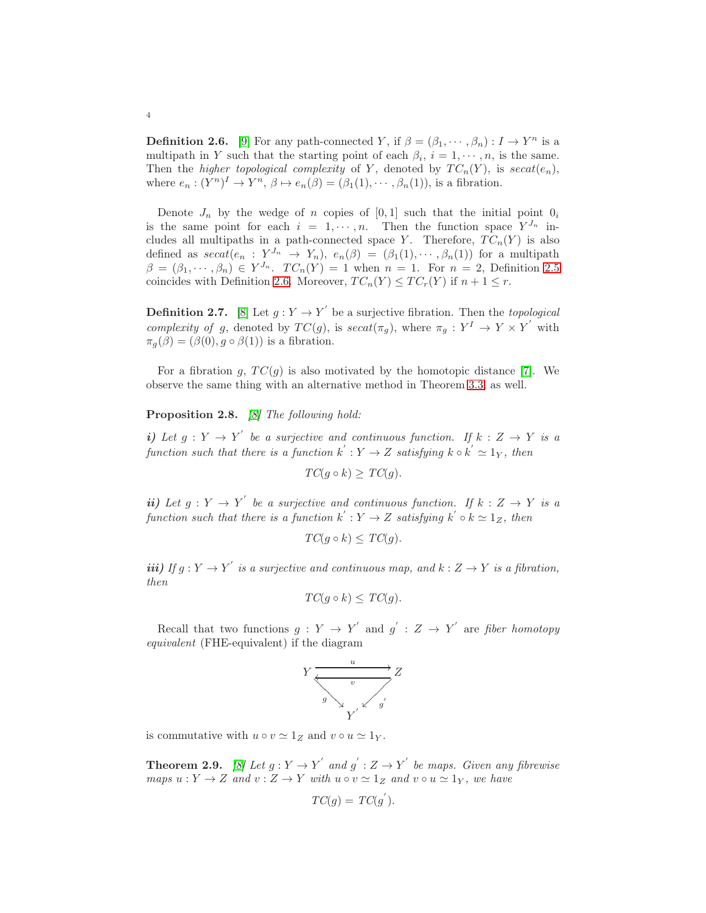**Definition 2.6.** [9] For any path-connected $Y$, if $\beta = (\beta_1, \cdots, \beta_n) : I \to Y^n$ is a multipath in $Y$ such that the starting point of each $\beta_i$, $i = 1, \cdots, n$, is the same. Then the *higher topological complexity* of $Y$, denoted by $TC_n(Y)$, is $secat(e_n)$, where $e_n : (Y^n)^I \to Y^n$, $\beta \mapsto e_n(\beta) = (\beta_1(1), \cdots, \beta_n(1))$, is a fibration.

Denote $J_n$ by the wedge of $n$ copies of $[0,1]$ such that the initial point $0_i$ is the same point for each $i = 1, \cdots, n$. Then the function space $Y^{J_n}$ includes all multipaths in a path-connected space $Y$. Therefore, $TC_n(Y)$ is also defined as $secat(e_n : Y^{J_n} \to Y_n)$, $e_n(\beta) = (\beta_1(1), \cdots, \beta_n(1))$ for a multipath $\beta = (\beta_1, \cdots, \beta_n) \in Y^{J_n}$. $TC_n(Y) = 1$ when $n = 1$. For $n = 2$, Definition 2.5 coincides with Definition 2.6. Moreover, $TC_n(Y) \leq TC_r(Y)$ if $n + 1 \leq r$.

**Definition 2.7.** [8] Let $g : Y \to Y^{'}$ be a surjective fibration. Then the *topological complexity of* $g$, denoted by $TC(g)$, is $secat(\pi_g)$, where $\pi_g : Y^I \to Y \times Y^{'}$ with $\pi_g(\beta) = (\beta(0), g \circ \beta(1))$ is a fibration.

For a fibration $g$, $TC(g)$ is also motivated by the homotopic distance [7]. We observe the same thing with an alternative method in Theorem 3.3, as well.

**Proposition 2.8.** *[8] The following hold:*

***i)*** *Let $g : Y \to Y^{'}$ be a surjective and continuous function. If $k : Z \to Y$ is a function such that there is a function $k^{'} : Y \to Z$ satisfying $k \circ k^{'} \simeq 1_Y$, then*

$$TC(g \circ k) \geq TC(g).$$

***ii)*** *Let $g : Y \to Y^{'}$ be a surjective and continuous function. If $k : Z \to Y$ is a function such that there is a function $k^{'} : Y \to Z$ satisfying $k^{'} \circ k \simeq 1_Z$, then*

$$TC(g \circ k) \leq TC(g).$$

***iii)*** *If $g : Y \to Y^{'}$ is a surjective and continuous map, and $k : Z \to Y$ is a fibration, then*

$$TC(g \circ k) \leq TC(g).$$

Recall that two functions $g : Y \to Y^{'}$ and $g^{'} : Z \to Y^{'}$ are *fiber homotopy equivalent* (FHE-equivalent) if the diagram

$$\begin{array}{ccc} Y & \underset{v}{\overset{u}{\rightleftarrows}} & Z \\ & {\scriptstyle g}\searrow \quad \swarrow{\scriptstyle g^{'}} & \\ & Y^{'} & \end{array}$$

is commutative with $u \circ v \simeq 1_Z$ and $v \circ u \simeq 1_Y$.

**Theorem 2.9.** *[8] Let $g : Y \to Y^{'}$ and $g^{'} : Z \to Y^{'}$ be maps. Given any fibrewise maps $u : Y \to Z$ and $v : Z \to Y$ with $u \circ v \simeq 1_Z$ and $v \circ u \simeq 1_Y$, we have*

$$TC(g) = TC(g^{'}).$$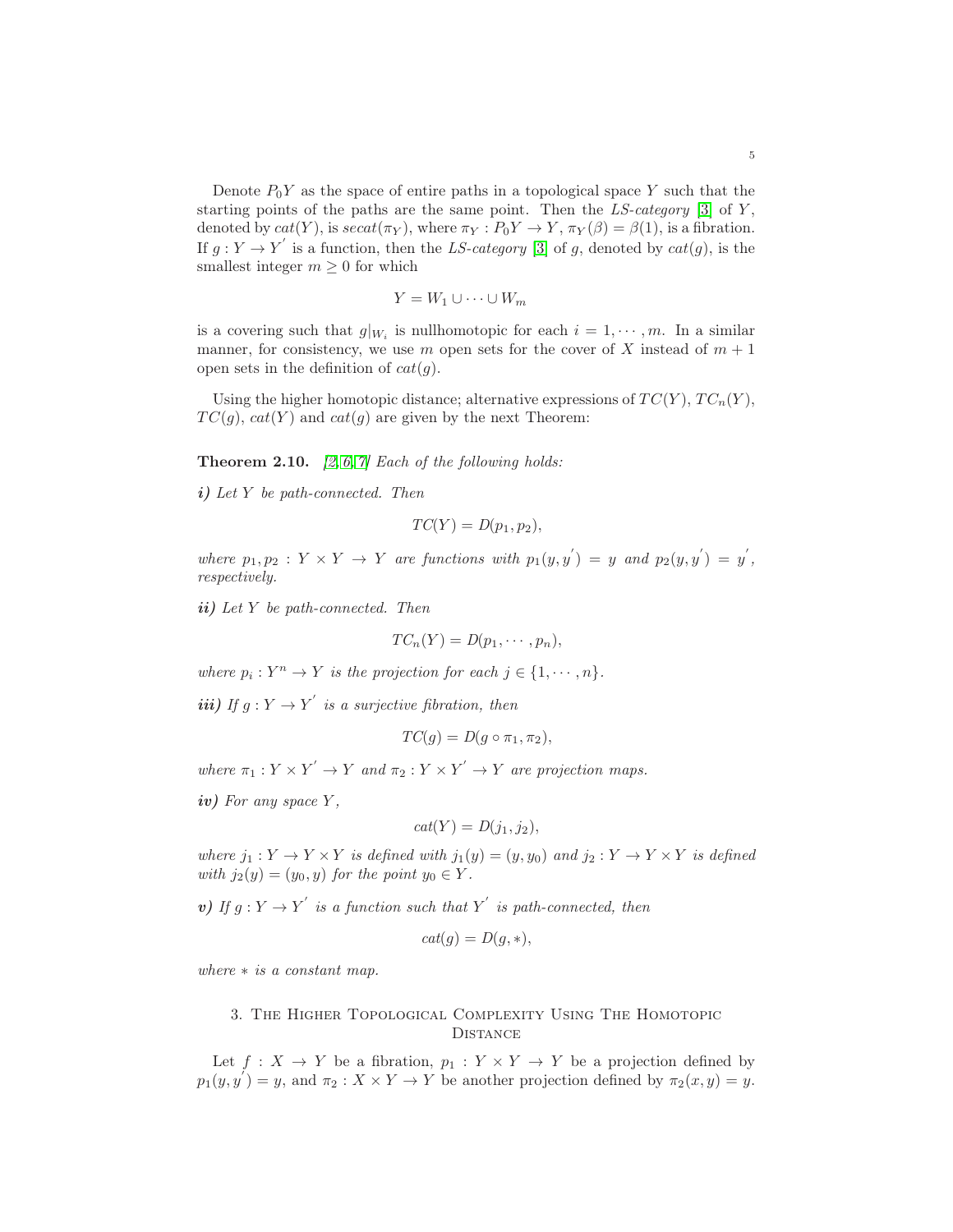Denote $P_0Y$ as the space of entire paths in a topological space $Y$ such that the starting points of the paths are the same point. Then the *LS-category* [3] of $Y$, denoted by $cat(Y)$, is $secat(\pi_Y)$, where $\pi_Y : P_0Y \to Y$, $\pi_Y(\beta) = \beta(1)$, is a fibration. If $g : Y \to Y^{'}$ is a function, then the *LS-category* [3] of $g$, denoted by $cat(g)$, is the smallest integer $m \geq 0$ for which

$$Y = W_1 \cup \cdots \cup W_m$$

is a covering such that $g|_{W_i}$ is nullhomotopic for each $i = 1, \cdots, m$. In a similar manner, for consistency, we use $m$ open sets for the cover of $X$ instead of $m+1$ open sets in the definition of $cat(g)$.

Using the higher homotopic distance; alternative expressions of $TC(Y)$, $TC_n(Y)$, $TC(g)$, $cat(Y)$ and $cat(g)$ are given by the next Theorem:

**Theorem 2.10.** *[2, 6, 7] Each of the following holds:*

***i)*** *Let $Y$ be path-connected. Then*

$$TC(Y) = D(p_1, p_2),$$

*where $p_1, p_2 : Y \times Y \to Y$ are functions with $p_1(y, y^{'}) = y$ and $p_2(y, y^{'}) = y^{'}$, respectively.*

***ii)*** *Let $Y$ be path-connected. Then*

$$TC_n(Y) = D(p_1, \cdots, p_n),$$

*where $p_i : Y^n \to Y$ is the projection for each $j \in \{1, \cdots, n\}$.*

***iii)*** *If $g : Y \to Y^{'}$ is a surjective fibration, then*

$$TC(g) = D(g \circ \pi_1, \pi_2),$$

*where $\pi_1 : Y \times Y^{'} \to Y$ and $\pi_2 : Y \times Y^{'} \to Y$ are projection maps.*

***iv)*** *For any space $Y$,*

$$cat(Y) = D(j_1, j_2),$$

*where $j_1 : Y \to Y \times Y$ is defined with $j_1(y) = (y, y_0)$ and $j_2 : Y \to Y \times Y$ is defined with $j_2(y) = (y_0, y)$ for the point $y_0 \in Y$.*

***v)*** *If $g : Y \to Y^{'}$ is a function such that $Y^{'}$ is path-connected, then*

$$cat(g) = D(g, *),$$

*where $*$ is a constant map.*

## 3. The Higher Topological Complexity Using The Homotopic Distance

Let $f : X \to Y$ be a fibration, $p_1 : Y \times Y \to Y$ be a projection defined by $p_1(y, y^{'}) = y$, and $\pi_2 : X \times Y \to Y$ be another projection defined by $\pi_2(x, y) = y$.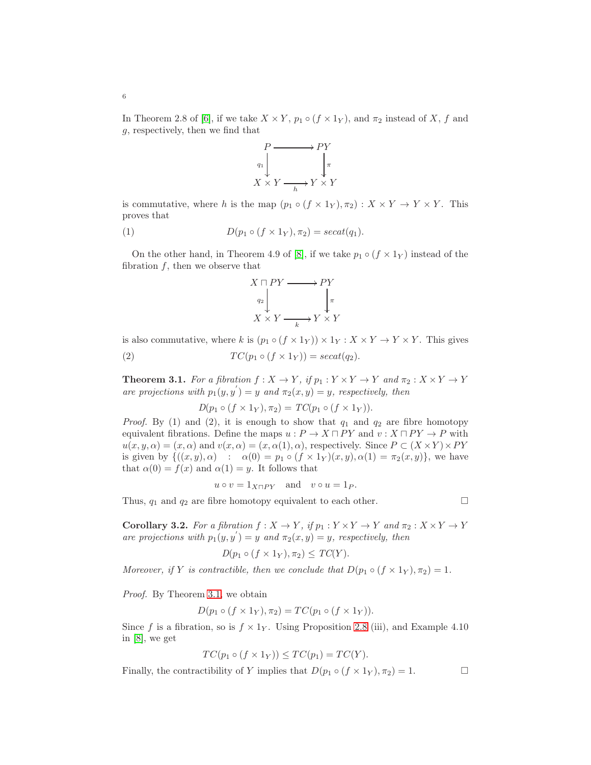In Theorem 2.8 of [6], if we take $X \times Y$, $p_1 \circ (f \times 1_Y)$, and $\pi_2$ instead of $X$, $f$ and $g$, respectively, then we find that

$$\begin{array}{ccc} P & \longrightarrow & PY \\ {\scriptstyle q_1}\big\downarrow & & \big\downarrow{\scriptstyle \pi} \\ X \times Y & \xrightarrow[h]{} & Y \times Y \end{array}$$

is commutative, where $h$ is the map $(p_1 \circ (f \times 1_Y), \pi_2) : X \times Y \to Y \times Y$. This proves that

$$D(p_1 \circ (f \times 1_Y), \pi_2) = secat(q_1). \tag{1}$$

On the other hand, in Theorem 4.9 of [8], if we take $p_1 \circ (f \times 1_Y)$ instead of the fibration $f$, then we observe that

$$\begin{array}{ccc} X \sqcap PY & \longrightarrow & PY \\ {\scriptstyle q_2}\big\downarrow & & \big\downarrow{\scriptstyle \pi} \\ X \times Y & \xrightarrow[k]{} & Y \times Y \end{array}$$

is also commutative, where $k$ is $(p_1 \circ (f \times 1_Y)) \times 1_Y : X \times Y \to Y \times Y$. This gives

$$TC(p_1 \circ (f \times 1_Y)) = secat(q_2). \tag{2}$$

**Theorem 3.1.** *For a fibration $f : X \to Y$, if $p_1 : Y \times Y \to Y$ and $\pi_2 : X \times Y \to Y$ are projections with $p_1(y, y^{'}) = y$ and $\pi_2(x, y) = y$, respectively, then*

$$D(p_1 \circ (f \times 1_Y), \pi_2) = TC(p_1 \circ (f \times 1_Y)).$$

*Proof.* By (1) and (2), it is enough to show that $q_1$ and $q_2$ are fibre homotopy equivalent fibrations. Define the maps $u : P \to X \sqcap PY$ and $v : X \sqcap PY \to P$ with $u(x, y, \alpha) = (x, \alpha)$ and $v(x, \alpha) = (x, \alpha(1), \alpha)$, respectively. Since $P \subset (X \times Y) \times PY$ is given by $\{((x, y), \alpha) \ : \ \alpha(0) = p_1 \circ (f \times 1_Y)(x, y), \alpha(1) = \pi_2(x, y)\}$, we have that $\alpha(0) = f(x)$ and $\alpha(1) = y$. It follows that

$$u \circ v = 1_{X \sqcap PY} \quad \text{and} \quad v \circ u = 1_P.$$

Thus, $q_1$ and $q_2$ are fibre homotopy equivalent to each other. □

**Corollary 3.2.** *For a fibration $f : X \to Y$, if $p_1 : Y \times Y \to Y$ and $\pi_2 : X \times Y \to Y$ are projections with $p_1(y, y^{'}) = y$ and $\pi_2(x, y) = y$, respectively, then*

$$D(p_1 \circ (f \times 1_Y), \pi_2) \leq TC(Y).$$

*Moreover, if $Y$ is contractible, then we conclude that $D(p_1 \circ (f \times 1_Y), \pi_2) = 1$.*

*Proof.* By Theorem 3.1, we obtain

$$D(p_1 \circ (f \times 1_Y), \pi_2) = TC(p_1 \circ (f \times 1_Y)).$$

Since $f$ is a fibration, so is $f \times 1_Y$. Using Proposition 2.8 (iii), and Example 4.10 in [8], we get

$$TC(p_1 \circ (f \times 1_Y)) \leq TC(p_1) = TC(Y).$$

Finally, the contractibility of $Y$ implies that $D(p_1 \circ (f \times 1_Y), \pi_2) = 1$. □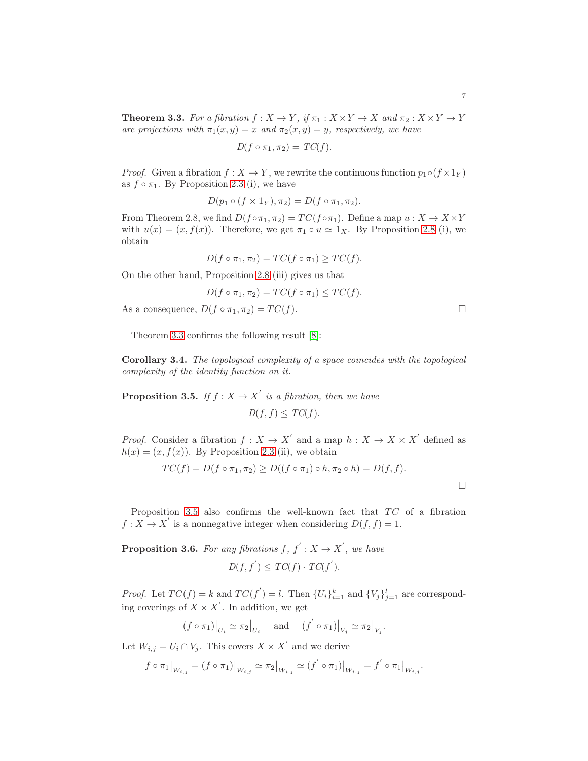**Theorem 3.3.** *For a fibration $f : X \to Y$, if $\pi_1 : X \times Y \to X$ and $\pi_2 : X \times Y \to Y$ are projections with $\pi_1(x, y) = x$ and $\pi_2(x, y) = y$, respectively, we have*

$$D(f \circ \pi_1, \pi_2) = TC(f).$$

*Proof.* Given a fibration $f : X \to Y$, we rewrite the continuous function $p_1 \circ (f \times 1_Y)$ as $f \circ \pi_1$. By Proposition 2.3 (i), we have

$$D(p_1 \circ (f \times 1_Y), \pi_2) = D(f \circ \pi_1, \pi_2).$$

From Theorem 2.8, we find $D(f \circ \pi_1, \pi_2) = TC(f \circ \pi_1)$. Define a map $u : X \to X \times Y$ with $u(x) = (x, f(x))$. Therefore, we get $\pi_1 \circ u \simeq 1_X$. By Proposition 2.8 (i), we obtain

$$D(f \circ \pi_1, \pi_2) = TC(f \circ \pi_1) \geq TC(f).$$

On the other hand, Proposition 2.8 (iii) gives us that

$$D(f \circ \pi_1, \pi_2) = TC(f \circ \pi_1) \leq TC(f).$$

As a consequence, $D(f \circ \pi_1, \pi_2) = TC(f)$. □

Theorem 3.3 confirms the following result [8]:

**Corollary 3.4.** *The topological complexity of a space coincides with the topological complexity of the identity function on it.*

**Proposition 3.5.** *If $f : X \to X^{'}$ is a fibration, then we have*

$$D(f, f) \leq TC(f).$$

*Proof.* Consider a fibration $f : X \to X^{'}$ and a map $h : X \to X \times X^{'}$ defined as $h(x) = (x, f(x))$. By Proposition 2.3 (ii), we obtain

$$TC(f) = D(f \circ \pi_1, \pi_2) \geq D((f \circ \pi_1) \circ h, \pi_2 \circ h) = D(f, f).$$

□

Proposition 3.5 also confirms the well-known fact that $TC$ of a fibration $f : X \to X^{'}$ is a nonnegative integer when considering $D(f, f) = 1$.

**Proposition 3.6.** *For any fibrations $f,\, f^{'} : X \to X^{'}$, we have*

$$D(f, f^{'}) \leq TC(f) \cdot TC(f^{'}).$$

*Proof.* Let $TC(f) = k$ and $TC(f^{'}) = l$. Then $\{U_i\}_{i=1}^{k}$ and $\{V_j\}_{j=1}^{l}$ are corresponding coverings of $X \times X^{'}$. In addition, we get

$$(f \circ \pi_1)\big|_{U_i} \simeq \pi_2\big|_{U_i} \quad \text{and} \quad (f^{'} \circ \pi_1)\big|_{V_j} \simeq \pi_2\big|_{V_j}.$$

Let $W_{i,j} = U_i \cap V_j$. This covers $X \times X^{'}$ and we derive

$$f \circ \pi_1\big|_{W_{i,j}} = (f \circ \pi_1)\big|_{W_{i,j}} \simeq \pi_2\big|_{W_{i,j}} \simeq (f^{'} \circ \pi_1)\big|_{W_{i,j}} = f^{'} \circ \pi_1\big|_{W_{i,j}}.$$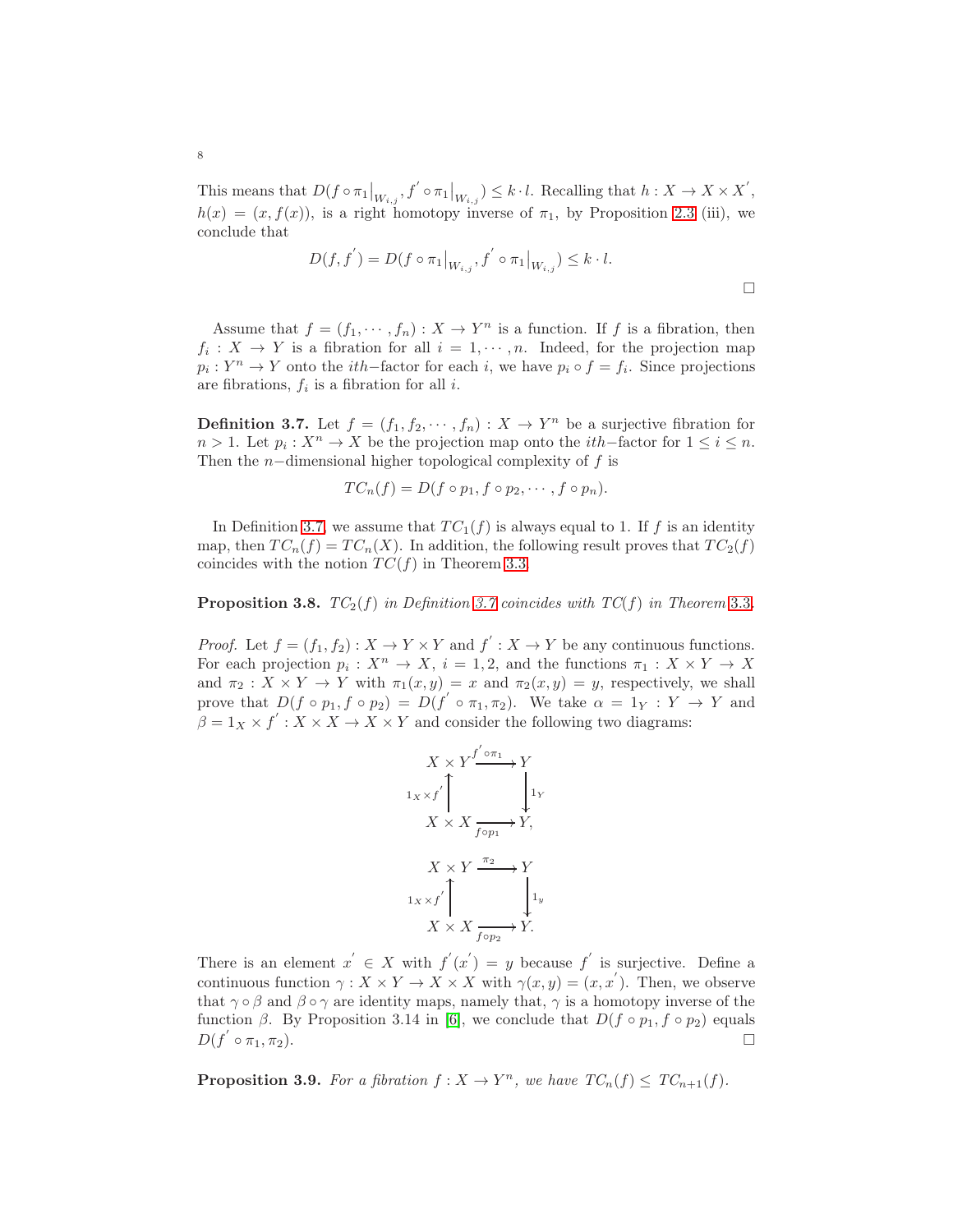This means that $D(f \circ \pi_1|_{W_{i,j}}, f^{'} \circ \pi_1|_{W_{i,j}}) \leq k \cdot l$. Recalling that $h : X \to X \times X^{'}$, $h(x) = (x, f(x))$, is a right homotopy inverse of $\pi_1$, by Proposition 2.3 (iii), we conclude that

$$D(f, f^{'}) = D(f \circ \pi_1|_{W_{i,j}}, f^{'} \circ \pi_1|_{W_{i,j}}) \leq k \cdot l.$$

□

Assume that $f = (f_1, \cdots, f_n) : X \to Y^n$ is a function. If $f$ is a fibration, then $f_i : X \to Y$ is a fibration for all $i = 1, \cdots, n$. Indeed, for the projection map $p_i : Y^n \to Y$ onto the $ith-$factor for each $i$, we have $p_i \circ f = f_i$. Since projections are fibrations, $f_i$ is a fibration for all $i$.

**Definition 3.7.** Let $f = (f_1, f_2, \cdots, f_n) : X \to Y^n$ be a surjective fibration for $n > 1$. Let $p_i : X^n \to X$ be the projection map onto the $ith-$factor for $1 \leq i \leq n$. Then the $n-$dimensional higher topological complexity of $f$ is

$$TC_n(f) = D(f \circ p_1, f \circ p_2, \cdots, f \circ p_n).$$

In Definition 3.7, we assume that $TC_1(f)$ is always equal to 1. If $f$ is an identity map, then $TC_n(f) = TC_n(X)$. In addition, the following result proves that $TC_2(f)$ coincides with the notion $TC(f)$ in Theorem 3.3.

**Proposition 3.8.** *$TC_2(f)$ in Definition 3.7 coincides with $TC(f)$ in Theorem 3.3.*

*Proof.* Let $f = (f_1, f_2) : X \to Y \times Y$ and $f^{'} : X \to Y$ be any continuous functions. For each projection $p_i : X^n \to X$, $i = 1, 2$, and the functions $\pi_1 : X \times Y \to X$ and $\pi_2 : X \times Y \to Y$ with $\pi_1(x, y) = x$ and $\pi_2(x, y) = y$, respectively, we shall prove that $D(f \circ p_1, f \circ p_2) = D(f^{'} \circ \pi_1, \pi_2)$. We take $\alpha = 1_Y : Y \to Y$ and $\beta = 1_X \times f^{'} : X \times X \to X \times Y$ and consider the following two diagrams:

$$\begin{array}{ccc} X \times Y & \xrightarrow{f^{'} \circ \pi_1} & Y \\ {\scriptstyle 1_X \times f^{'}} \uparrow & & \downarrow {\scriptstyle 1_Y} \\ X \times X & \xrightarrow[f \circ p_1]{} & Y, \end{array}$$

$$\begin{array}{ccc} X \times Y & \xrightarrow{\pi_2} & Y \\ {\scriptstyle 1_X \times f^{'}} \uparrow & & \downarrow {\scriptstyle 1_y} \\ X \times X & \xrightarrow[f \circ p_2]{} & Y. \end{array}$$

There is an element $x^{'} \in X$ with $f^{'}(x^{'}) = y$ because $f^{'}$ is surjective. Define a continuous function $\gamma : X \times Y \to X \times X$ with $\gamma(x, y) = (x, x^{'})$. Then, we observe that $\gamma \circ \beta$ and $\beta \circ \gamma$ are identity maps, namely that, $\gamma$ is a homotopy inverse of the function $\beta$. By Proposition 3.14 in [6], we conclude that $D(f \circ p_1, f \circ p_2)$ equals $D(f^{'} \circ \pi_1, \pi_2)$. □

**Proposition 3.9.** *For a fibration $f : X \to Y^n$, we have $TC_n(f) \leq TC_{n+1}(f)$.*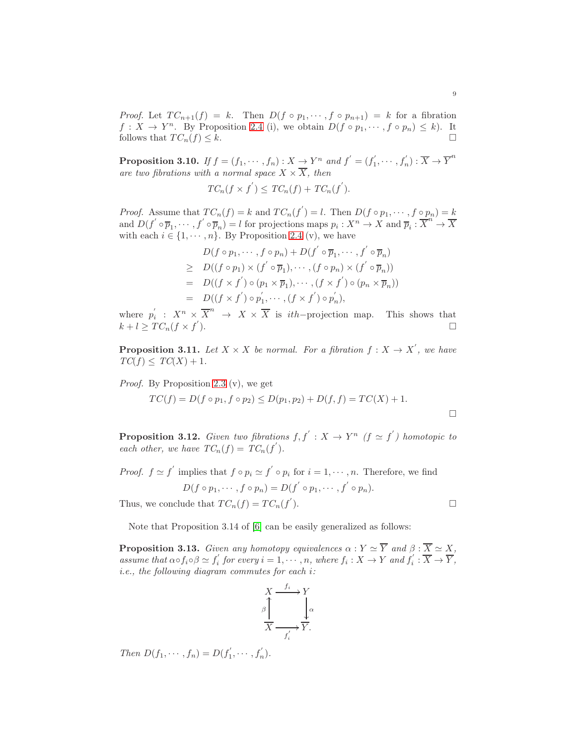*Proof.* Let $TC_{n+1}(f) = k$. Then $D(f \circ p_1, \cdots, f \circ p_{n+1}) = k$ for a fibration $f : X \to Y^n$. By Proposition 2.4 (i), we obtain $D(f \circ p_1, \cdots, f \circ p_n) \leq k$). It follows that $TC_n(f) \leq k$. □

**Proposition 3.10.** *If $f = (f_1, \cdots, f_n) : X \to Y^n$ and $f^{'} = (f_1^{'}, \cdots, f_n^{'}) : \overline{X} \to \overline{Y}^n$ are two fibrations with a normal space $X \times \overline{X}$, then*

$$TC_n(f \times f^{'}) \leq TC_n(f) + TC_n(f^{'}).$$

*Proof.* Assume that $TC_n(f) = k$ and $TC_n(f^{'}) = l$. Then $D(f \circ p_1, \cdots, f \circ p_n) = k$ and $D(f^{'} \circ \overline{p}_1, \cdots, f^{'} \circ \overline{p}_n) = l$ for projections maps $p_i : X^n \to X$ and $\overline{p}_i : \overline{X}^n \to \overline{X}$ with each $i \in \{1, \cdots, n\}$. By Proposition 2.4 (v), we have

$$\begin{aligned}
& D(f \circ p_1, \cdots, f \circ p_n) + D(f^{'} \circ \overline{p}_1, \cdots, f^{'} \circ \overline{p}_n) \\
\geq \; & D((f \circ p_1) \times (f^{'} \circ \overline{p}_1), \cdots, (f \circ p_n) \times (f^{'} \circ \overline{p}_n)) \\
= \; & D((f \times f^{'}) \circ (p_1 \times \overline{p}_1), \cdots, (f \times f^{'}) \circ (p_n \times \overline{p}_n)) \\
= \; & D((f \times f^{'}) \circ p_1^{'}, \cdots, (f \times f^{'}) \circ p_n^{'}),
\end{aligned}$$

where $p_i^{'} : X^n \times \overline{X}^n \to X \times \overline{X}$ is $ith-$projection map. This shows that $k + l \geq TC_n(f \times f^{'})$. □

**Proposition 3.11.** *Let $X \times X$ be normal. For a fibration $f : X \to X^{'}$, we have $TC(f) \leq TC(X) + 1$.*

*Proof.* By Proposition 2.3 (v), we get

$$TC(f) = D(f \circ p_1, f \circ p_2) \leq D(p_1, p_2) + D(f, f) = TC(X) + 1.$$

□

**Proposition 3.12.** *Given two fibrations $f, f^{'} : X \to Y^n$ ($f \simeq f^{'}$) homotopic to each other, we have $TC_n(f) = TC_n(f^{'})$.*

*Proof.* $f \simeq f^{'}$ implies that $f \circ p_i \simeq f^{'} \circ p_i$ for $i = 1, \cdots, n$. Therefore, we find

$$D(f \circ p_1, \cdots, f \circ p_n) = D(f^{'} \circ p_1, \cdots, f^{'} \circ p_n).$$

Thus, we conclude that $TC_n(f) = TC_n(f^{'})$. □

Note that Proposition 3.14 of [6] can be easily generalized as follows:

**Proposition 3.13.** *Given any homotopy equivalences $\alpha : Y \simeq \overline{Y}$ and $\beta : \overline{X} \simeq X$, assume that $\alpha \circ f_i \circ \beta \simeq f_i^{'}$ for every $i = 1, \cdots, n$, where $f_i : X \to Y$ and $f_i^{'} : \overline{X} \to \overline{Y}$, i.e., the following diagram commutes for each $i$:*

$$\begin{array}{ccc}
X & \xrightarrow{f_i} & Y \\
\beta \uparrow & & \downarrow \alpha \\
\overline{X} & \xrightarrow[f_i^{'}]{} & \overline{Y}.
\end{array}$$

*Then $D(f_1, \cdots, f_n) = D(f_1^{'}, \cdots, f_n^{'})$.*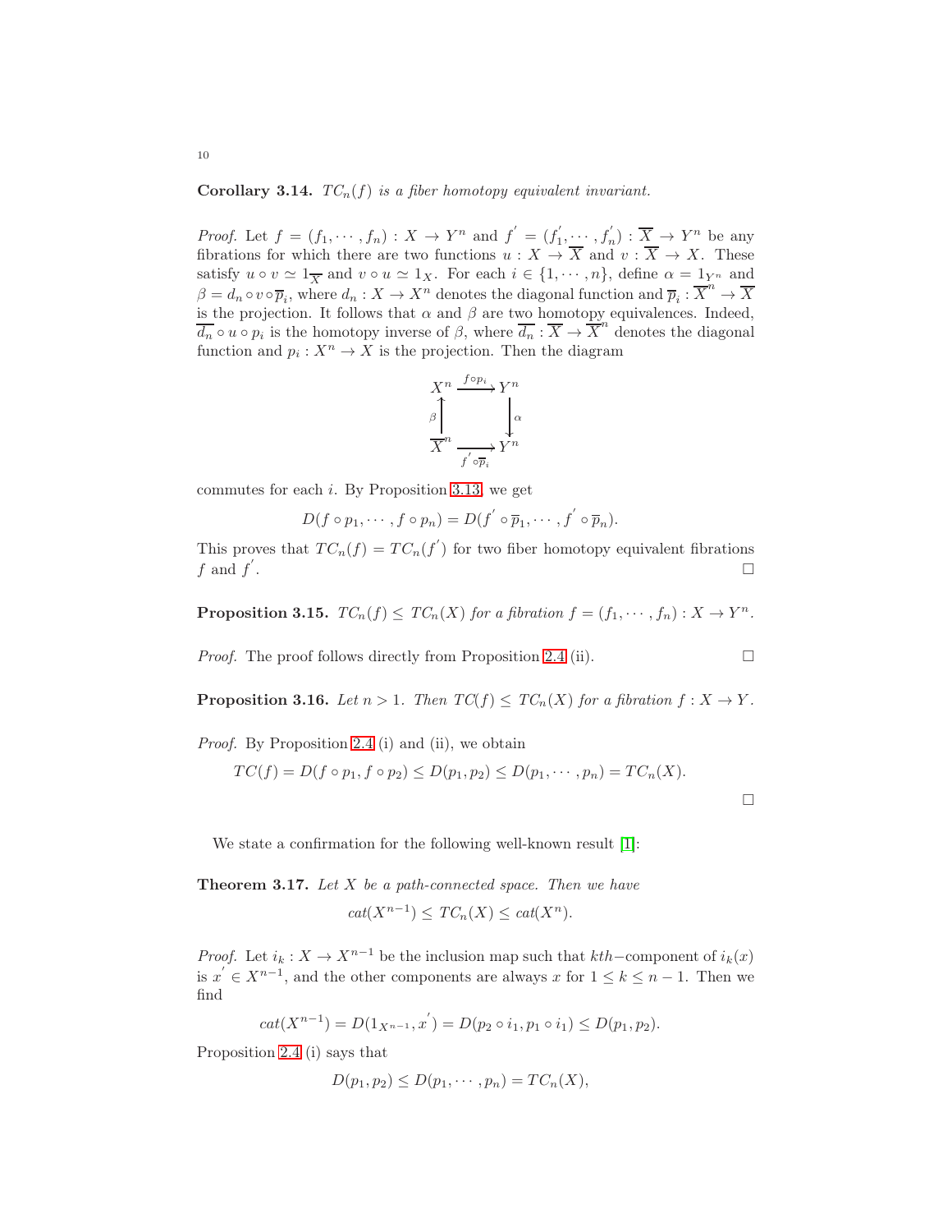**Corollary 3.14.** *$TC_n(f)$ is a fiber homotopy equivalent invariant.*

*Proof.* Let $f = (f_1, \cdots, f_n) : X \to Y^n$ and $f^{'} = (f_1^{'}, \cdots, f_n^{'}) : \overline{X} \to Y^n$ be any fibrations for which there are two functions $u : X \to \overline{X}$ and $v : \overline{X} \to X$. These satisfy $u \circ v \simeq 1_{\overline{X}}$ and $v \circ u \simeq 1_X$. For each $i \in \{1, \cdots, n\}$, define $\alpha = 1_{Y^n}$ and $\beta = d_n \circ v \circ \overline{p}_i$, where $d_n : X \to X^n$ denotes the diagonal function and $\overline{p}_i : \overline{X}^n \to \overline{X}$ is the projection. It follows that $\alpha$ and $\beta$ are two homotopy equivalences. Indeed, $\overline{d_n} \circ u \circ p_i$ is the homotopy inverse of $\beta$, where $\overline{d_n} : \overline{X} \to \overline{X}^n$ denotes the diagonal function and $p_i : X^n \to X$ is the projection. Then the diagram

$$\begin{array}{ccc} X^n & \xrightarrow{f \circ p_i} & Y^n \\ \beta \big\uparrow & & \big\downarrow \alpha \\ \overline{X}^n & \xrightarrow[f^{'} \circ \overline{p}_i]{} & Y^n \end{array}$$

commutes for each $i$. By Proposition 3.13, we get

$$D(f \circ p_1, \cdots, f \circ p_n) = D(f^{'} \circ \overline{p}_1, \cdots, f^{'} \circ \overline{p}_n).$$

This proves that $TC_n(f) = TC_n(f^{'})$ for two fiber homotopy equivalent fibrations $f$ and $f^{'}$. □

**Proposition 3.15.** *$TC_n(f) \leq TC_n(X)$ for a fibration $f = (f_1, \cdots, f_n) : X \to Y^n$.*

*Proof.* The proof follows directly from Proposition 2.4 (ii). □

**Proposition 3.16.** *Let $n > 1$. Then $TC(f) \leq TC_n(X)$ for a fibration $f : X \to Y$.*

*Proof.* By Proposition 2.4 (i) and (ii), we obtain

$$TC(f) = D(f \circ p_1, f \circ p_2) \leq D(p_1, p_2) \leq D(p_1, \cdots, p_n) = TC_n(X).$$

□

We state a confirmation for the following well-known result [1]:

**Theorem 3.17.** *Let $X$ be a path-connected space. Then we have*

$$cat(X^{n-1}) \leq TC_n(X) \leq cat(X^n).$$

*Proof.* Let $i_k : X \to X^{n-1}$ be the inclusion map such that $kth-$component of $i_k(x)$ is $x^{'} \in X^{n-1}$, and the other components are always $x$ for $1 \leq k \leq n-1$. Then we find

$$cat(X^{n-1}) = D(1_{X^{n-1}}, x^{'}) = D(p_2 \circ i_1, p_1 \circ i_1) \leq D(p_1, p_2).$$

Proposition 2.4 (i) says that

$$D(p_1, p_2) \leq D(p_1, \cdots, p_n) = TC_n(X),$$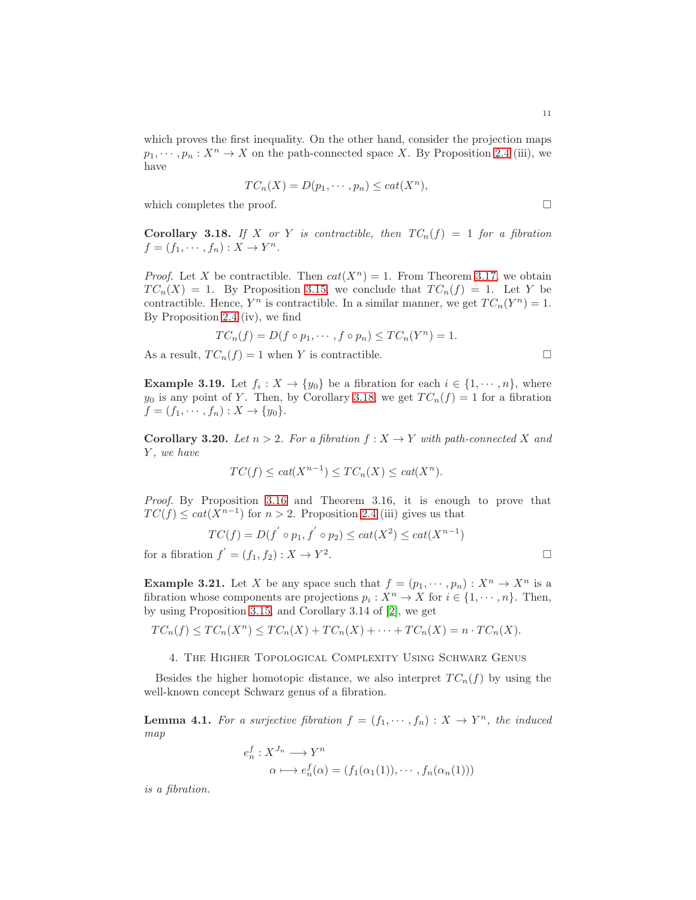which proves the first inequality. On the other hand, consider the projection maps $p_1, \cdots, p_n : X^n \to X$ on the path-connected space $X$. By Proposition 2.4 (iii), we have

$$TC_n(X) = D(p_1, \cdots, p_n) \leq cat(X^n),$$

which completes the proof. □

**Corollary 3.18.** *If $X$ or $Y$ is contractible, then $TC_n(f) = 1$ for a fibration $f = (f_1, \cdots, f_n) : X \to Y^n$.*

*Proof.* Let $X$ be contractible. Then $cat(X^n) = 1$. From Theorem 3.17, we obtain $TC_n(X) = 1$. By Proposition 3.15, we conclude that $TC_n(f) = 1$. Let $Y$ be contractible. Hence, $Y^n$ is contractible. In a similar manner, we get $TC_n(Y^n) = 1$. By Proposition 2.4 (iv), we find

$$TC_n(f) = D(f \circ p_1, \cdots, f \circ p_n) \leq TC_n(Y^n) = 1.$$

As a result, $TC_n(f) = 1$ when $Y$ is contractible. □

**Example 3.19.** Let $f_i : X \to \{y_0\}$ be a fibration for each $i \in \{1, \cdots, n\}$, where $y_0$ is any point of $Y$. Then, by Corollary 3.18, we get $TC_n(f) = 1$ for a fibration $f = (f_1, \cdots, f_n) : X \to \{y_0\}$.

**Corollary 3.20.** *Let $n > 2$. For a fibration $f : X \to Y$ with path-connected $X$ and $Y$, we have*

$$TC(f) \leq cat(X^{n-1}) \leq TC_n(X) \leq cat(X^n).$$

*Proof.* By Proposition 3.16 and Theorem 3.16, it is enough to prove that $TC(f) \leq cat(X^{n-1})$ for $n > 2$. Proposition 2.4 (iii) gives us that

$$TC(f) = D(f^{'} \circ p_1, f^{'} \circ p_2) \leq cat(X^2) \leq cat(X^{n-1})$$

for a fibration $f^{'} = (f_1, f_2) : X \to Y^2$. □

**Example 3.21.** Let $X$ be any space such that $f = (p_1, \cdots, p_n) : X^n \to X^n$ is a fibration whose components are projections $p_i : X^n \to X$ for $i \in \{1, \cdots, n\}$. Then, by using Proposition 3.15, and Corollary 3.14 of [2], we get

$$TC_n(f) \leq TC_n(X^n) \leq TC_n(X) + TC_n(X) + \cdots + TC_n(X) = n \cdot TC_n(X).$$

## 4. The Higher Topological Complexity Using Schwarz Genus

Besides the higher homotopic distance, we also interpret $TC_n(f)$ by using the well-known concept Schwarz genus of a fibration.

**Lemma 4.1.** *For a surjective fibration $f = (f_1, \cdots, f_n) : X \to Y^n$, the induced map*

$$\begin{aligned} e_n^f : X^{J_n} &\longrightarrow Y^n \\ \alpha &\longmapsto e_n^f(\alpha) = (f_1(\alpha_1(1)), \cdots, f_n(\alpha_n(1))) \end{aligned}$$

*is a fibration.*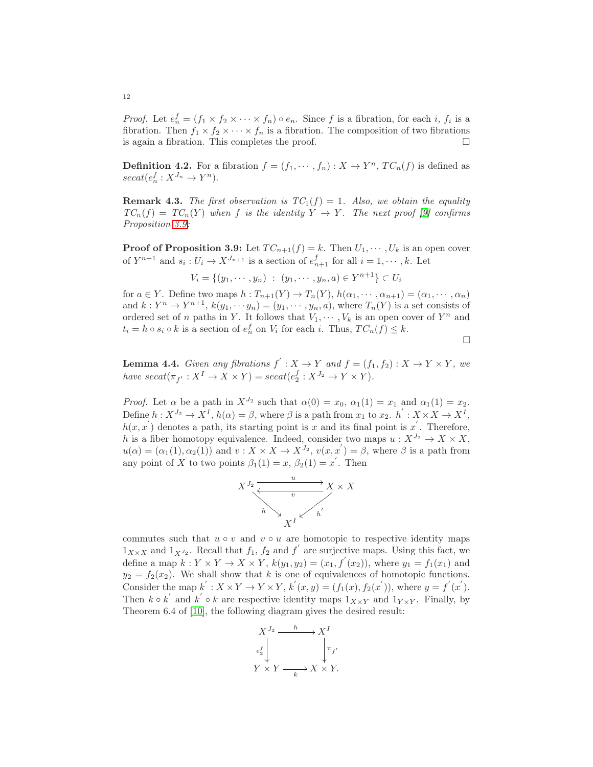*Proof.* Let $e_n^f = (f_1 \times f_2 \times \cdots \times f_n) \circ e_n$. Since $f$ is a fibration, for each $i$, $f_i$ is a fibration. Then $f_1 \times f_2 \times \cdots \times f_n$ is a fibration. The composition of two fibrations is again a fibration. This completes the proof. □

**Definition 4.2.** For a fibration $f = (f_1, \cdots, f_n) : X \to Y^n$, $TC_n(f)$ is defined as $secat(e_n^f : X^{J_n} \to Y^n)$.

**Remark 4.3.** *The first observation is $TC_1(f) = 1$. Also, we obtain the equality $TC_n(f) = TC_n(Y)$ when $f$ is the identity $Y \to Y$. The next proof [9] confirms Proposition 3.9:*

**Proof of Proposition 3.9:** Let $TC_{n+1}(f) = k$. Then $U_1, \cdots, U_k$ is an open cover of $Y^{n+1}$ and $s_i : U_i \to X^{J_{n+1}}$ is a section of $e_{n+1}^f$ for all $i = 1, \cdots, k$. Let

$$V_i = \{(y_1, \cdots, y_n) \ : \ (y_1, \cdots, y_n, a) \in Y^{n+1}\} \subset U_i$$

for $a \in Y$. Define two maps $h : T_{n+1}(Y) \to T_n(Y)$, $h(\alpha_1, \cdots, \alpha_{n+1}) = (\alpha_1, \cdots, \alpha_n)$ and $k : Y^n \to Y^{n+1}$, $k(y_1, \cdots y_n) = (y_1, \cdots, y_n, a)$, where $T_n(Y)$ is a set consists of ordered set of $n$ paths in $Y$. It follows that $V_1, \cdots, V_k$ is an open cover of $Y^n$ and $t_i = h \circ s_i \circ k$ is a section of $e_n^f$ on $V_i$ for each $i$. Thus, $TC_n(f) \leq k$.

□

**Lemma 4.4.** *Given any fibrations $f' : X \to Y$ and $f = (f_1, f_2) : X \to Y \times Y$, we have $secat(\pi_{f'} : X^I \to X \times Y) = secat(e_2^f : X^{J_2} \to Y \times Y)$.*

*Proof.* Let $\alpha$ be a path in $X^{J_2}$ such that $\alpha(0) = x_0$, $\alpha_1(1) = x_1$ and $\alpha_1(1) = x_2$. Define $h : X^{J_2} \to X^I$, $h(\alpha) = \beta$, where $\beta$ is a path from $x_1$ to $x_2$. $h' : X \times X \to X^I$, $h(x, x')$ denotes a path, its starting point is $x$ and its final point is $x'$. Therefore, $h$ is a fiber homotopy equivalence. Indeed, consider two maps $u : X^{J_2} \to X \times X$, $u(\alpha) = (\alpha_1(1), \alpha_2(1))$ and $v : X \times X \to X^{J_2}$, $v(x, x') = \beta$, where $\beta$ is a path from any point of $X$ to two points $\beta_1(1) = x$, $\beta_2(1) = x'$. Then

$$\begin{array}{ccc} X^{J_2} & \underset{v}{\overset{u}{\rightleftarrows}} & X \times X \\ & {\scriptstyle h}\searrow \quad \swarrow{\scriptstyle h'} & \\ & X^I & \end{array}$$

commutes such that $u \circ v$ and $v \circ u$ are homotopic to respective identity maps $1_{X \times X}$ and $1_{X^{J_2}}$. Recall that $f_1$, $f_2$ and $f'$ are surjective maps. Using this fact, we define a map $k : Y \times Y \to X \times Y$, $k(y_1, y_2) = (x_1, f'(x_2))$, where $y_1 = f_1(x_1)$ and $y_2 = f_2(x_2)$. We shall show that $k$ is one of equivalences of homotopic functions. Consider the map $k' : X \times Y \to Y \times Y$, $k'(x, y) = (f_1(x), f_2(x'))$, where $y = f'(x')$. Then $k \circ k'$ and $k' \circ k$ are respective identity maps $1_{X \times Y}$ and $1_{Y \times Y}$. Finally, by Theorem 6.4 of [10], the following diagram gives the desired result:

$$\begin{array}{ccc} X^{J_2} & \xrightarrow{h} & X^I \\ {\scriptstyle e_2^f}\downarrow & & \downarrow{\scriptstyle \pi_{f'}} \\ Y \times Y & \xrightarrow[k]{} & X \times Y. \end{array}$$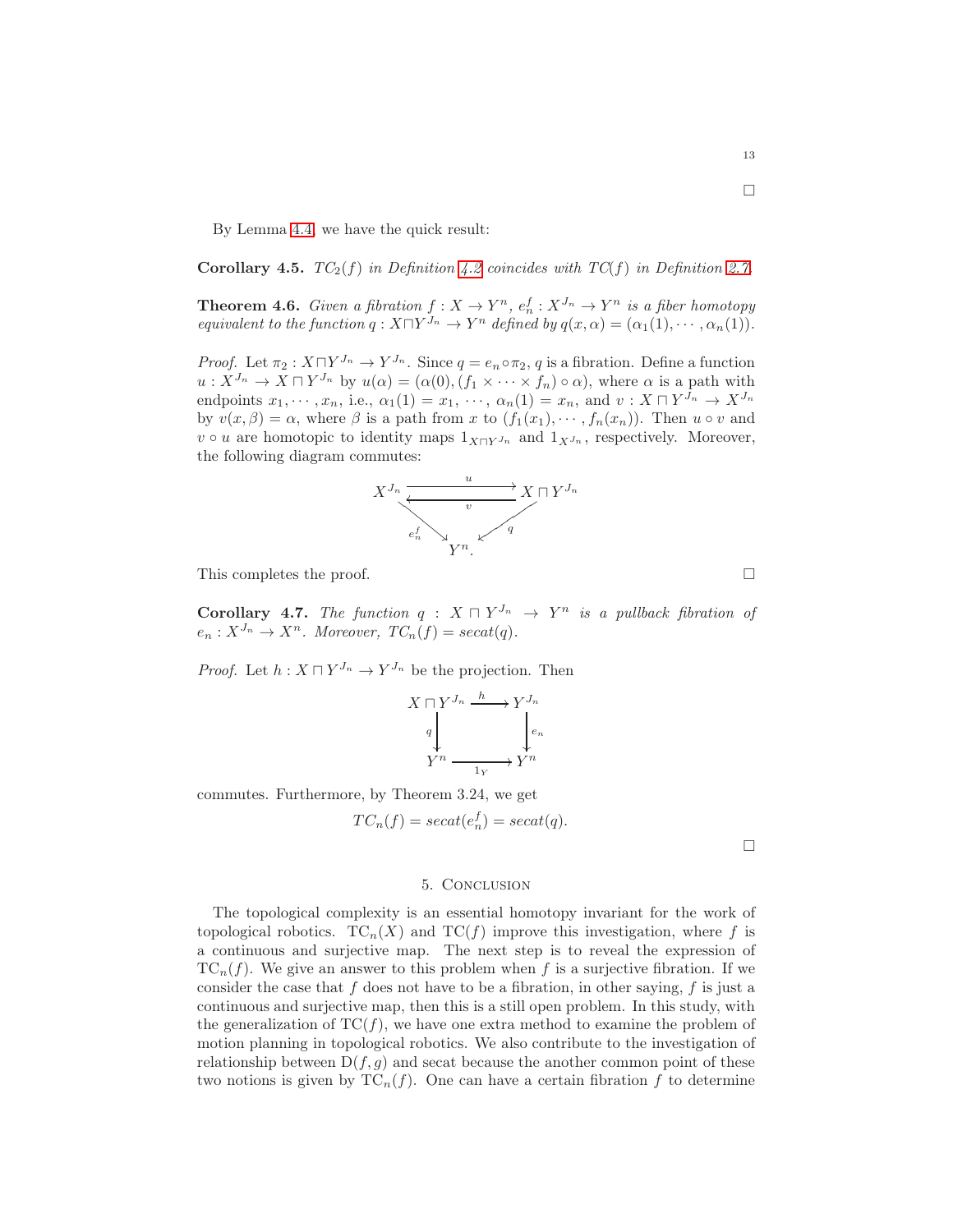□

By Lemma 4.4, we have the quick result:

**Corollary 4.5.** *$TC_2(f)$ in Definition 4.2 coincides with $TC(f)$ in Definition 2.7.*

**Theorem 4.6.** *Given a fibration $f : X \to Y^n$, $e_n^f : X^{J_n} \to Y^n$ is a fiber homotopy equivalent to the function $q : X \sqcap Y^{J_n} \to Y^n$ defined by $q(x, \alpha) = (\alpha_1(1), \cdots, \alpha_n(1))$.*

*Proof.* Let $\pi_2 : X \sqcap Y^{J_n} \to Y^{J_n}$. Since $q = e_n \circ \pi_2$, $q$ is a fibration. Define a function $u : X^{J_n} \to X \sqcap Y^{J_n}$ by $u(\alpha) = (\alpha(0), (f_1 \times \cdots \times f_n) \circ \alpha)$, where $\alpha$ is a path with endpoints $x_1, \cdots, x_n$, i.e., $\alpha_1(1) = x_1, \cdots, \alpha_n(1) = x_n$, and $v : X \sqcap Y^{J_n} \to X^{J_n}$ by $v(x, \beta) = \alpha$, where $\beta$ is a path from $x$ to $(f_1(x_1), \cdots, f_n(x_n))$. Then $u \circ v$ and $v \circ u$ are homotopic to identity maps $1_{X \sqcap Y^{J_n}}$ and $1_{X^{J_n}}$, respectively. Moreover, the following diagram commutes:

$$\begin{array}{ccc} X^{J_n} & \underset{v}{\overset{u}{\rightleftarrows}} & X \sqcap Y^{J_n} \\ & {\scriptstyle e_n^f} \searrow \quad \swarrow {\scriptstyle q} & \\ & Y^n. & \end{array}$$

This completes the proof. □

**Corollary 4.7.** *The function $q : X \sqcap Y^{J_n} \to Y^n$ is a pullback fibration of $e_n : X^{J_n} \to X^n$. Moreover, $TC_n(f) = secat(q)$.*

*Proof.* Let $h : X \sqcap Y^{J_n} \to Y^{J_n}$ be the projection. Then

$$\begin{array}{ccc} X \sqcap Y^{J_n} & \xrightarrow{h} & Y^{J_n} \\ {\scriptstyle q} \downarrow & & \downarrow {\scriptstyle e_n} \\ Y^n & \xrightarrow[1_Y]{} & Y^n \end{array}$$

commutes. Furthermore, by Theorem 3.24, we get

$$TC_n(f) = secat(e_n^f) = secat(q).$$

□

## 5. Conclusion

The topological complexity is an essential homotopy invariant for the work of topological robotics. $\mathrm{TC}_n(X)$ and $\mathrm{TC}(f)$ improve this investigation, where $f$ is a continuous and surjective map. The next step is to reveal the expression of $\mathrm{TC}_n(f)$. We give an answer to this problem when $f$ is a surjective fibration. If we consider the case that $f$ does not have to be a fibration, in other saying, $f$ is just a continuous and surjective map, then this is a still open problem. In this study, with the generalization of $\mathrm{TC}(f)$, we have one extra method to examine the problem of motion planning in topological robotics. We also contribute to the investigation of relationship between $\mathrm{D}(f, g)$ and secat because the another common point of these two notions is given by $\mathrm{TC}_n(f)$. One can have a certain fibration $f$ to determine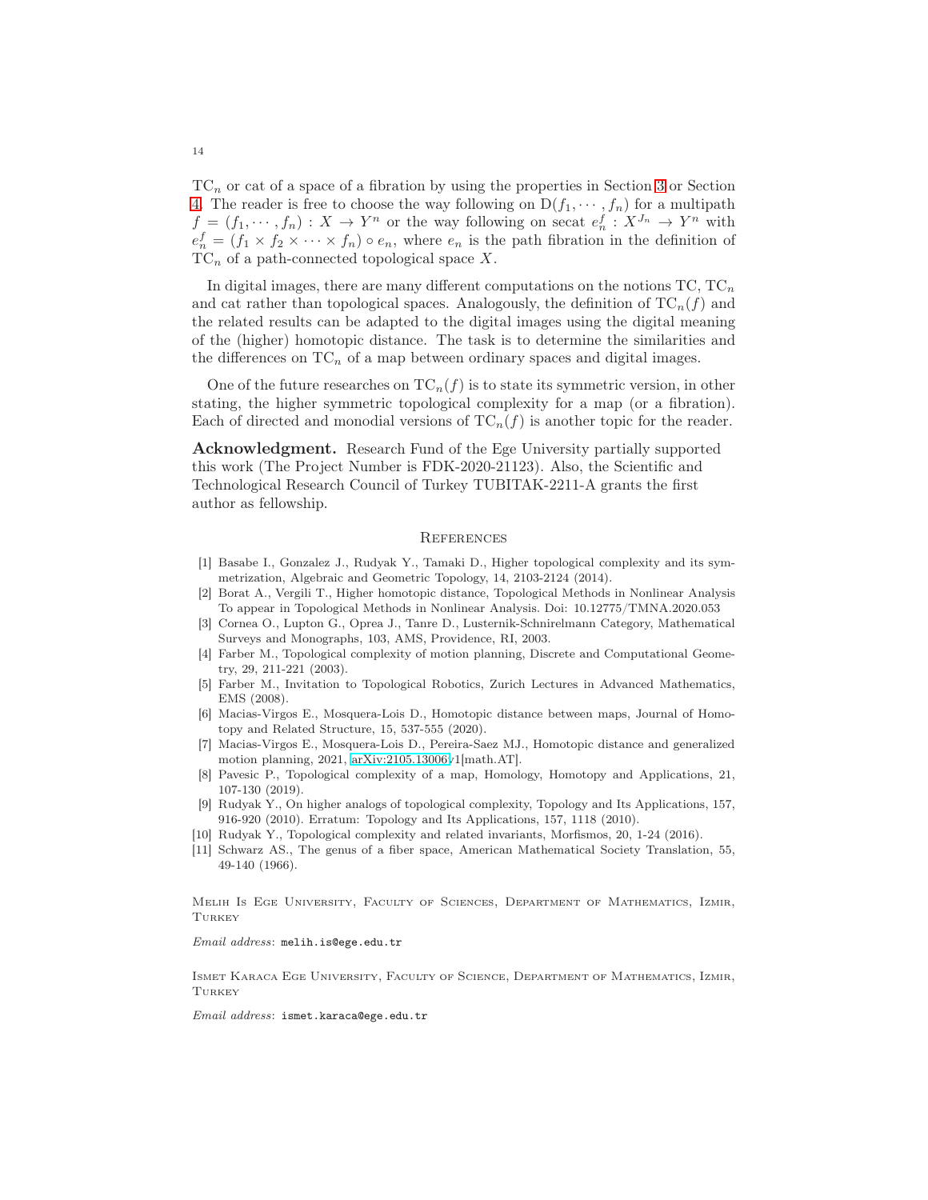$\mathrm{TC}_n$ or cat of a space of a fibration by using the properties in Section 3 or Section 4. The reader is free to choose the way following on $\mathrm{D}(f_1, \cdots, f_n)$ for a multipath $f = (f_1, \cdots, f_n) : X \to Y^n$ or the way following on secat $e_n^f : X^{J_n} \to Y^n$ with $e_n^f = (f_1 \times f_2 \times \cdots \times f_n) \circ e_n$, where $e_n$ is the path fibration in the definition of $\mathrm{TC}_n$ of a path-connected topological space $X$.

In digital images, there are many different computations on the notions TC, $\mathrm{TC}_n$ and cat rather than topological spaces. Analogously, the definition of $\mathrm{TC}_n(f)$ and the related results can be adapted to the digital images using the digital meaning of the (higher) homotopic distance. The task is to determine the similarities and the differences on $\mathrm{TC}_n$ of a map between ordinary spaces and digital images.

One of the future researches on $\mathrm{TC}_n(f)$ is to state its symmetric version, in other stating, the higher symmetric topological complexity for a map (or a fibration). Each of directed and monodial versions of $\mathrm{TC}_n(f)$ is another topic for the reader.

**Acknowledgment.** Research Fund of the Ege University partially supported this work (The Project Number is FDK-2020-21123). Also, the Scientific and Technological Research Council of Turkey TUBITAK-2211-A grants the first author as fellowship.

## References

[1] Basabe I., Gonzalez J., Rudyak Y., Tamaki D., Higher topological complexity and its symmetrization, Algebraic and Geometric Topology, 14, 2103-2124 (2014).

[2] Borat A., Vergili T., Higher homotopic distance, Topological Methods in Nonlinear Analysis To appear in Topological Methods in Nonlinear Analysis. Doi: 10.12775/TMNA.2020.053

[3] Cornea O., Lupton G., Oprea J., Tanre D., Lusternik-Schnirelmann Category, Mathematical Surveys and Monographs, 103, AMS, Providence, RI, 2003.

[4] Farber M., Topological complexity of motion planning, Discrete and Computational Geometry, 29, 211-221 (2003).

[5] Farber M., Invitation to Topological Robotics, Zurich Lectures in Advanced Mathematics, EMS (2008).

[6] Macias-Virgos E., Mosquera-Lois D., Homotopic distance between maps, Journal of Homotopy and Related Structure, 15, 537-555 (2020).

[7] Macias-Virgos E., Mosquera-Lois D., Pereira-Saez MJ., Homotopic distance and generalized motion planning, 2021, arXiv:2105.13006v1[math.AT].

[8] Pavesic P., Topological complexity of a map, Homology, Homotopy and Applications, 21, 107-130 (2019).

[9] Rudyak Y., On higher analogs of topological complexity, Topology and Its Applications, 157, 916-920 (2010). Erratum: Topology and Its Applications, 157, 1118 (2010).

[10] Rudyak Y., Topological complexity and related invariants, Morfismos, 20, 1-24 (2016).

[11] Schwarz AS., The genus of a fiber space, American Mathematical Society Translation, 55, 49-140 (1966).

Melih Is Ege University, Faculty of Sciences, Department of Mathematics, Izmir, Turkey

*Email address*: melih.is@ege.edu.tr

Ismet Karaca Ege University, Faculty of Science, Department of Mathematics, Izmir, Turkey

*Email address*: ismet.karaca@ege.edu.tr